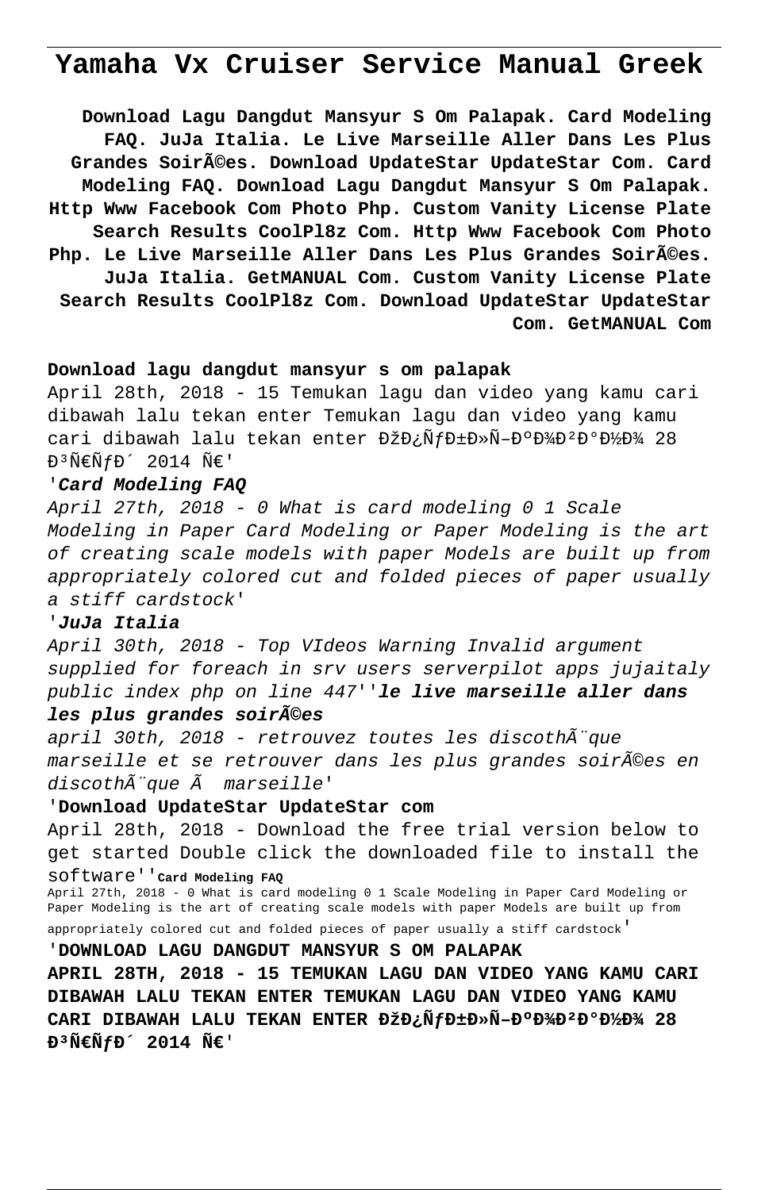# Yamaha Vx Cruiser Service Manual Greek

**Download Lagu Dangdut Mansyur S Om Palapak. Card Modeling FAQ. JuJa Italia. Le Live Marseille Aller Dans Les Plus Grandes Soirées. Download UpdateStar UpdateStar Com. Card Modeling FAQ. Download Lagu Dangdut Mansyur S Om Palapak. Http Www Facebook Com Photo Php. Custom Vanity License Plate Search Results CoolPl8z Com. Http Www Facebook Com Photo Php. Le Live Marseille Aller Dans Les Plus Grandes Soirées. JuJa Italia. GetMANUAL Com. Custom Vanity License Plate Search Results CoolPl8z Com. Download UpdateStar UpdateStar Com. GetMANUAL Com**

**Download lagu dangdut mansyur s om palapak**

April 28th, 2018 - 15 Temukan lagu dan video yang kamu cari dibawah lalu tekan enter Temukan lagu dan video yang kamu cari dibawah lalu tekan enter ÐžÐ¿ÑƒÐ±Ð»Ñ–ÐºÐ¾Ð²Ð°Ð½Ð¾ 28 Ð³Ñ€ÑƒÐ´ 2014 Ñ€'

'***Card Modeling FAQ***

*April 27th, 2018 - 0 What is card modeling 0 1 Scale Modeling in Paper Card Modeling or Paper Modeling is the art of creating scale models with paper Models are built up from appropriately colored cut and folded pieces of paper usually a stiff cardstock*'

'***JuJa Italia***

*April 30th, 2018 - Top VIdeos Warning Invalid argument supplied for foreach in srv users serverpilot apps jujaitaly public index php on line 447*''***le live marseille aller dans les plus grandes soirÃ©es***

*april 30th, 2018 - retrouvez toutes les discothÃ¨que marseille et se retrouver dans les plus grandes soirÃ©es en discothÃ¨que Ã  marseille*'

'**Download UpdateStar UpdateStar com**

April 28th, 2018 - Download the free trial version below to get started Double click the downloaded file to install the software''**Card Modeling FAQ**

April 27th, 2018 - 0 What is card modeling 0 1 Scale Modeling in Paper Card Modeling or Paper Modeling is the art of creating scale models with paper Models are built up from appropriately colored cut and folded pieces of paper usually a stiff cardstock'

'**DOWNLOAD LAGU DANGDUT MANSYUR S OM PALAPAK**

**APRIL 28TH, 2018 - 15 TEMUKAN LAGU DAN VIDEO YANG KAMU CARI DIBAWAH LALU TEKAN ENTER TEMUKAN LAGU DAN VIDEO YANG KAMU CARI DIBAWAH LALU TEKAN ENTER ÐžÐ¿ÑƒÐ±Ð»Ñ–ÐºÐ¾Ð²Ð°Ð½Ð¾ 28 Ð³Ñ€ÑƒÐ´ 2014 Ñ€'**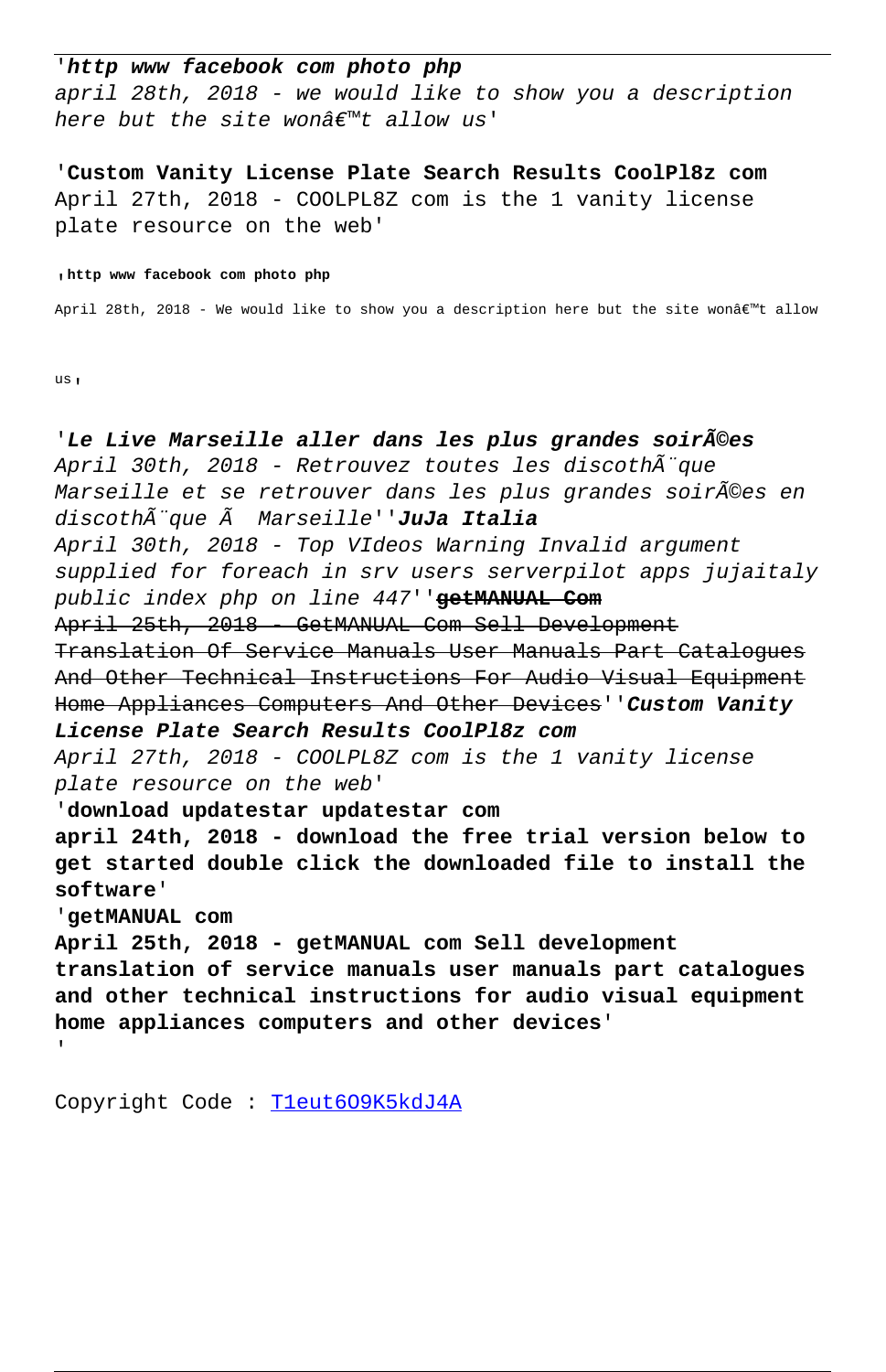'***http www facebook com photo php***
*april 28th, 2018 - we would like to show you a description here but the site wonâ€™t allow us*'

'**Custom Vanity License Plate Search Results CoolPl8z com**
April 27th, 2018 - COOLPL8Z com is the 1 vanity license plate resource on the web'

,**http www facebook com photo php**

April 28th, 2018 - We would like to show you a description here but the site wonâ€™t allow us,

'***Le Live Marseille aller dans les plus grandes soirÃ©es***
*April 30th, 2018 - Retrouvez toutes les discothÃ¨que Marseille et se retrouver dans les plus grandes soirÃ©es en discothÃ¨que Ã  Marseille*''***JuJa Italia***
*April 30th, 2018 - Top VIdeos Warning Invalid argument supplied for foreach in srv users serverpilot apps jujaitaly public index php on line 447*''~~**getMANUAL Com**~~
~~April 25th, 2018 - GetMANUAL Com Sell Development Translation Of Service Manuals User Manuals Part Catalogues And Other Technical Instructions For Audio Visual Equipment Home Appliances Computers And Other Devices~~''***Custom Vanity License Plate Search Results CoolPl8z com***
*April 27th, 2018 - COOLPL8Z com is the 1 vanity license plate resource on the web*'
'**download updatestar updatestar com**
**april 24th, 2018 - download the free trial version below to get started double click the downloaded file to install the software**'
'**getMANUAL com**
**April 25th, 2018 - getMANUAL com Sell development translation of service manuals user manuals part catalogues and other technical instructions for audio visual equipment home appliances computers and other devices**'
'

Copyright Code : T1eut6O9K5kdJ4A